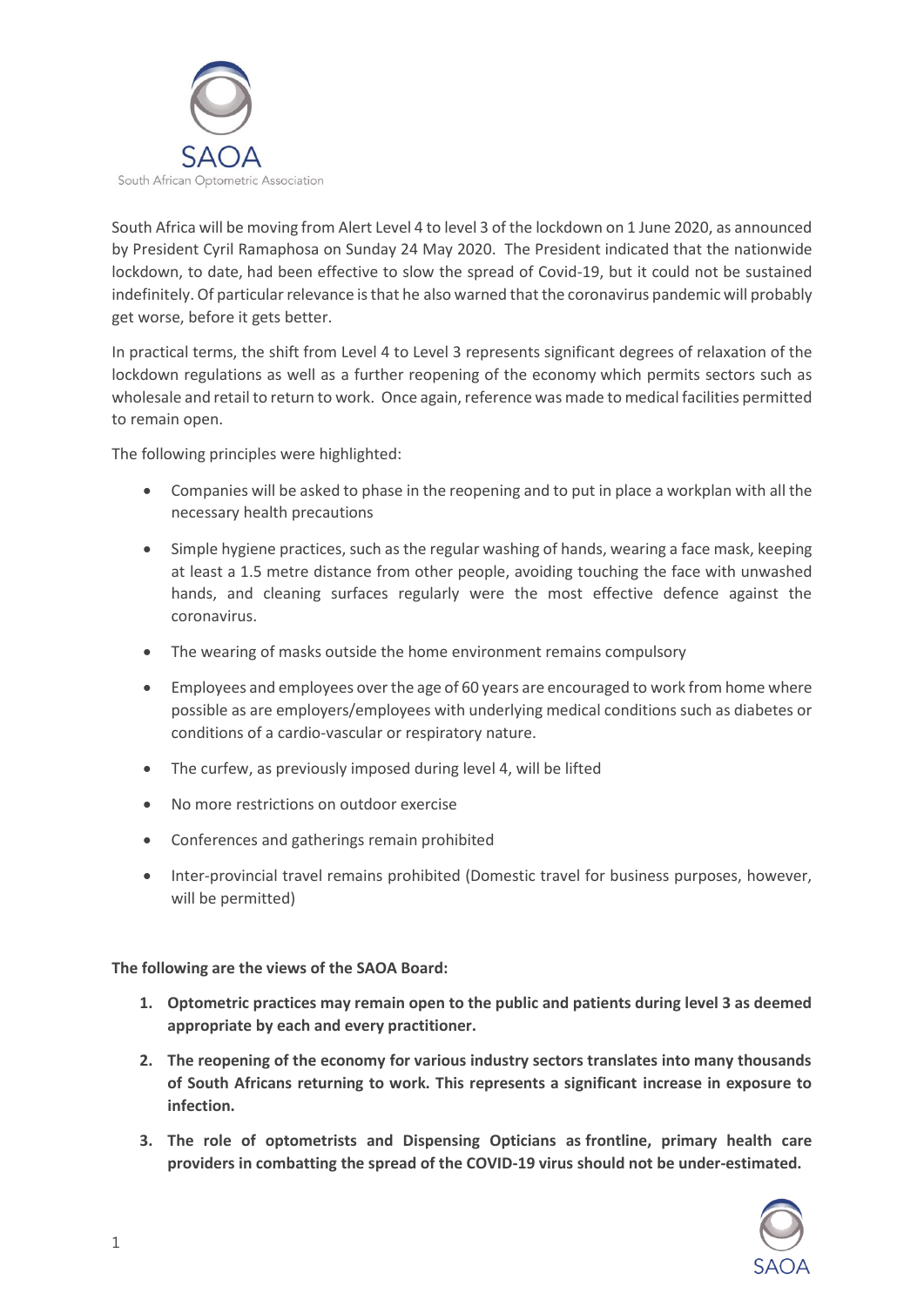SAOA

South African Optometric Association

South Africa will be moving from Alert Level 4 to level 3 of the lockdown on 1 June 2020, as announced by President Cyril Ramaphosa on Sunday 24 May 2020. The President indicated that the nationwide lockdown, to date, had been effective to slow the spread of Covid-19, but it could not be sustained indefinitely. Of particular relevance is that he also warned that the coronavirus pandemic will probably get worse, before it gets better.

In practical terms, the shift from Level 4 to Level 3 represents significant degrees of relaxation of the lockdown regulations as well as a further reopening of the economy which permits sectors such as wholesale and retail to return to work. Once again, reference was made to medical facilities permitted to remain open.

The following principles were highlighted:

- Companies will be asked to phase in the reopening and to put in place a workplan with all the necessary health precautions
- Simple hygiene practices, such as the regular washing of hands, wearing a face mask, keeping at least a 1.5 metre distance from other people, avoiding touching the face with unwashed hands, and cleaning surfaces regularly were the most effective defence against the coronavirus.
- The wearing of masks outside the home environment remains compulsory
- Employees and employees over the age of 60 years are encouraged to work from home where possible as are employers/employees with underlying medical conditions such as diabetes or conditions of a cardio-vascular or respiratory nature.
- The curfew, as previously imposed during level 4, will be lifted
- No more restrictions on outdoor exercise
- Conferences and gatherings remain prohibited
- Inter-provincial travel remains prohibited (Domestic travel for business purposes, however, will be permitted)

**The following are the views of the SAOA Board:**

1. **Optometric practices may remain open to the public and patients during level 3 as deemed appropriate by each and every practitioner.**
2. **The reopening of the economy for various industry sectors translates into many thousands of South Africans returning to work. This represents a significant increase in exposure to infection.**
3. **The role of optometrists and Dispensing Opticians as frontline, primary health care providers in combatting the spread of the COVID-19 virus should not be under-estimated.**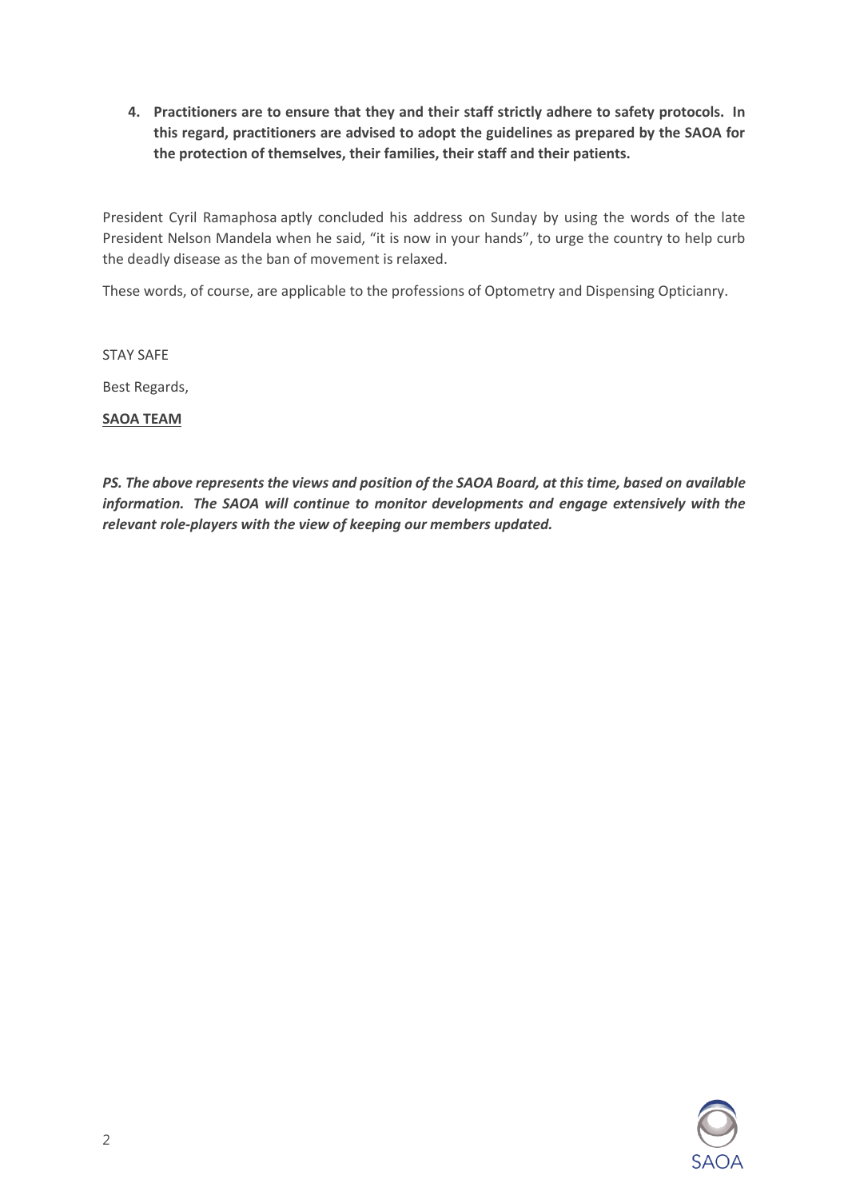4. **Practitioners are to ensure that they and their staff strictly adhere to safety protocols. In this regard, practitioners are advised to adopt the guidelines as prepared by the SAOA for the protection of themselves, their families, their staff and their patients.**

President Cyril Ramaphosa aptly concluded his address on Sunday by using the words of the late President Nelson Mandela when he said, "it is now in your hands", to urge the country to help curb the deadly disease as the ban of movement is relaxed.

These words, of course, are applicable to the professions of Optometry and Dispensing Opticianry.

STAY SAFE

Best Regards,

**SAOA TEAM**

***PS. The above represents the views and position of the SAOA Board, at this time, based on available information. The SAOA will continue to monitor developments and engage extensively with the relevant role-players with the view of keeping our members updated.***